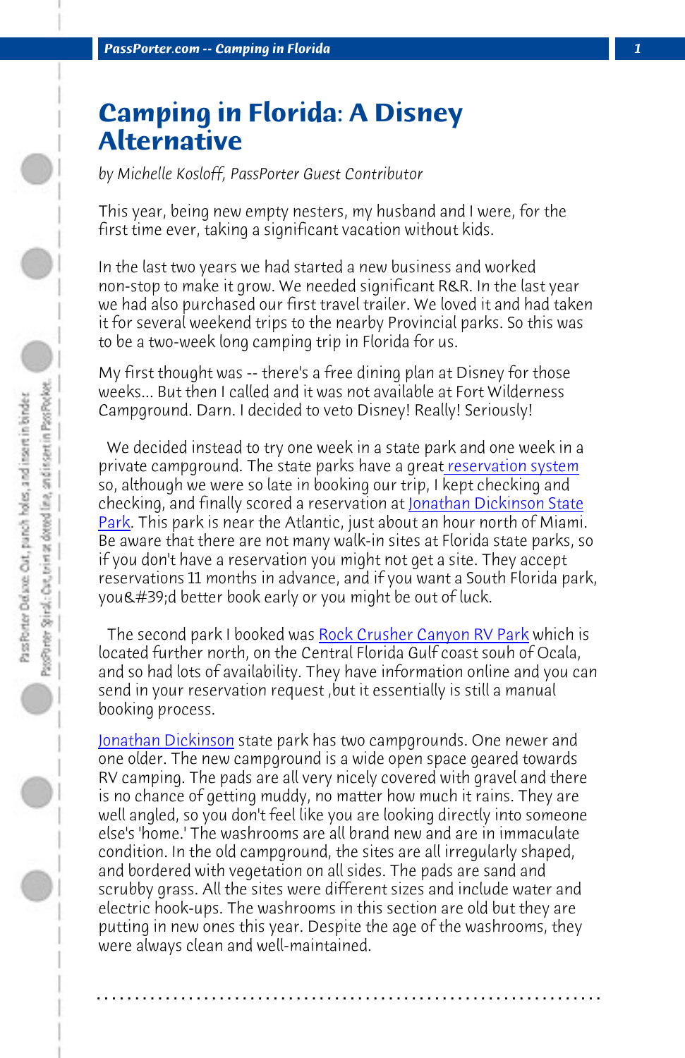# Camping in Florida: A Disney Alternative

*by Michelle Kosloff, PassPorter Guest Contributor*

This year, being new empty nesters, my husband and I were, for the first time ever, taking a significant vacation without kids.

In the last two years we had started a new business and worked non-stop to make it grow. We needed significant R&R. In the last year we had also purchased our first travel trailer. We loved it and had taken it for several weekend trips to the nearby Provincial parks. So this was to be a two-week long camping trip in Florida for us.

My first thought was -- there's a free dining plan at Disney for those weeks... But then I called and it was not available at Fort Wilderness Campground. Darn. I decided to veto Disney! Really! Seriously!

We decided instead to try one week in a state park and one week in a private campground. The state parks have a great reservation system so, although we were so late in booking our trip, I kept checking and checking, and finally scored a reservation at Jonathan Dickinson State Park. This park is near the Atlantic, just about an hour north of Miami. Be aware that there are not many walk-in sites at Florida state parks, so if you don't have a reservation you might not get a site. They accept reservations 11 months in advance, and if you want a South Florida park, you&#39;d better book early or you might be out of luck.

The second park I booked was Rock Crusher Canyon RV Park which is located further north, on the Central Florida Gulf coast souh of Ocala, and so had lots of availability. They have information online and you can send in your reservation request ,but it essentially is still a manual booking process.

Jonathan Dickinson state park has two campgrounds. One newer and one older. The new campground is a wide open space geared towards RV camping. The pads are all very nicely covered with gravel and there is no chance of getting muddy, no matter how much it rains. They are well angled, so you don't feel like you are looking directly into someone else's 'home.' The washrooms are all brand new and are in immaculate condition. In the old campground, the sites are all irregularly shaped, and bordered with vegetation on all sides. The pads are sand and scrubby grass. All the sites were different sizes and include water and electric hook-ups. The washrooms in this section are old but they are putting in new ones this year. Despite the age of the washrooms, they were always clean and well-maintained.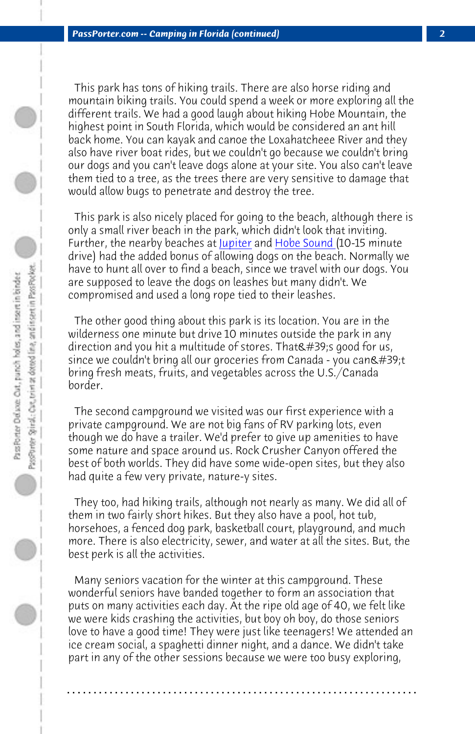This park has tons of hiking trails. There are also horse riding and mountain biking trails. You could spend a week or more exploring all the different trails. We had a good laugh about hiking Hobe Mountain, the highest point in South Florida, which would be considered an ant hill back home. You can kayak and canoe the Loxahatcheee River and they also have river boat rides, but we couldn't go because we couldn't bring our dogs and you can't leave dogs alone at your site. You also can't leave them tied to a tree, as the trees there are very sensitive to damage that would allow bugs to penetrate and destroy the tree.

This park is also nicely placed for going to the beach, although there is only a small river beach in the park, which didn't look that inviting. Further, the nearby beaches at Jupiter and Hobe Sound (10-15 minute drive) had the added bonus of allowing dogs on the beach. Normally we have to hunt all over to find a beach, since we travel with our dogs. You are supposed to leave the dogs on leashes but many didn't. We compromised and used a long rope tied to their leashes.

The other good thing about this park is its location. You are in the wilderness one minute but drive 10 minutes outside the park in any direction and you hit a multitude of stores. That&#39;s good for us, since we couldn't bring all our groceries from Canada - you can&#39;t bring fresh meats, fruits, and vegetables across the U.S./Canada border.

The second campground we visited was our first experience with a private campground. We are not big fans of RV parking lots, even though we do have a trailer. We'd prefer to give up amenities to have some nature and space around us. Rock Crusher Canyon offered the best of both worlds. They did have some wide-open sites, but they also had quite a few very private, nature-y sites.

They too, had hiking trails, although not nearly as many. We did all of them in two fairly short hikes. But they also have a pool, hot tub, horseshoes, a fenced dog park, basketball court, playground, and much more. There is also electricity, sewer, and water at all the sites. But, the best perk is all the activities.

Many seniors vacation for the winter at this campground. These wonderful seniors have banded together to form an association that puts on many activities each day. At the ripe old age of 40, we felt like we were kids crashing the activities, but boy oh boy, do those seniors love to have a good time! They were just like teenagers! We attended an ice cream social, a spaghetti dinner night, and a dance. We didn't take part in any of the other sessions because we were too busy exploring,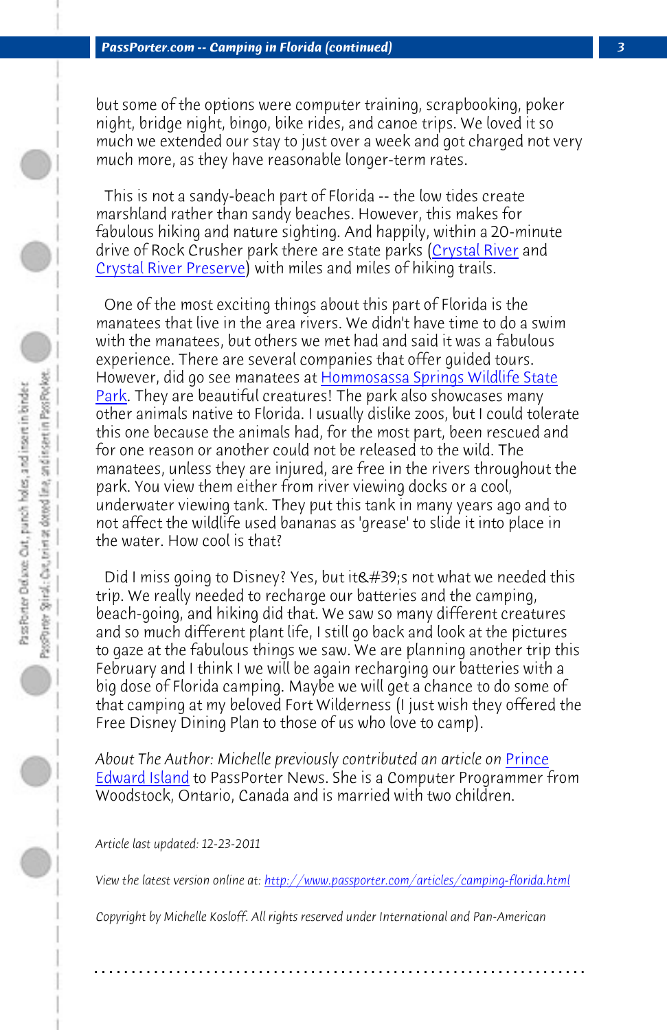but some of the options were computer training, scrapbooking, poker night, bridge night, bingo, bike rides, and canoe trips. We loved it so much we extended our stay to just over a week and got charged not very much more, as they have reasonable longer-term rates.

This is not a sandy-beach part of Florida -- the low tides create marshland rather than sandy beaches. However, this makes for fabulous hiking and nature sighting. And happily, within a 20-minute drive of Rock Crusher park there are state parks (Crystal River and Crystal River Preserve) with miles and miles of hiking trails.

One of the most exciting things about this part of Florida is the manatees that live in the area rivers. We didn't have time to do a swim with the manatees, but others we met had and said it was a fabulous experience. There are several companies that offer guided tours. However, did go see manatees at Hommosassa Springs Wildlife State Park. They are beautiful creatures! The park also showcases many other animals native to Florida. I usually dislike zoos, but I could tolerate this one because the animals had, for the most part, been rescued and for one reason or another could not be released to the wild. The manatees, unless they are injured, are free in the rivers throughout the park. You view them either from river viewing docks or a cool, underwater viewing tank. They put this tank in many years ago and to not affect the wildlife used bananas as 'grease' to slide it into place in the water. How cool is that?

Did I miss going to Disney? Yes, but it&#39;s not what we needed this trip. We really needed to recharge our batteries and the camping, beach-going, and hiking did that. We saw so many different creatures and so much different plant life, I still go back and look at the pictures to gaze at the fabulous things we saw. We are planning another trip this February and I think I we will be again recharging our batteries with a big dose of Florida camping. Maybe we will get a chance to do some of that camping at my beloved Fort Wilderness (I just wish they offered the Free Disney Dining Plan to those of us who love to camp).

*About The Author: Michelle previously contributed an article on* Prince Edward Island to PassPorter News. She is a Computer Programmer from Woodstock, Ontario, Canada and is married with two children.

*Article last updated: 12-23-2011*

*View the latest version online at: http://www.passporter.com/articles/camping-florida.html*

*Copyright by Michelle Kosloff. All rights reserved under International and Pan-American*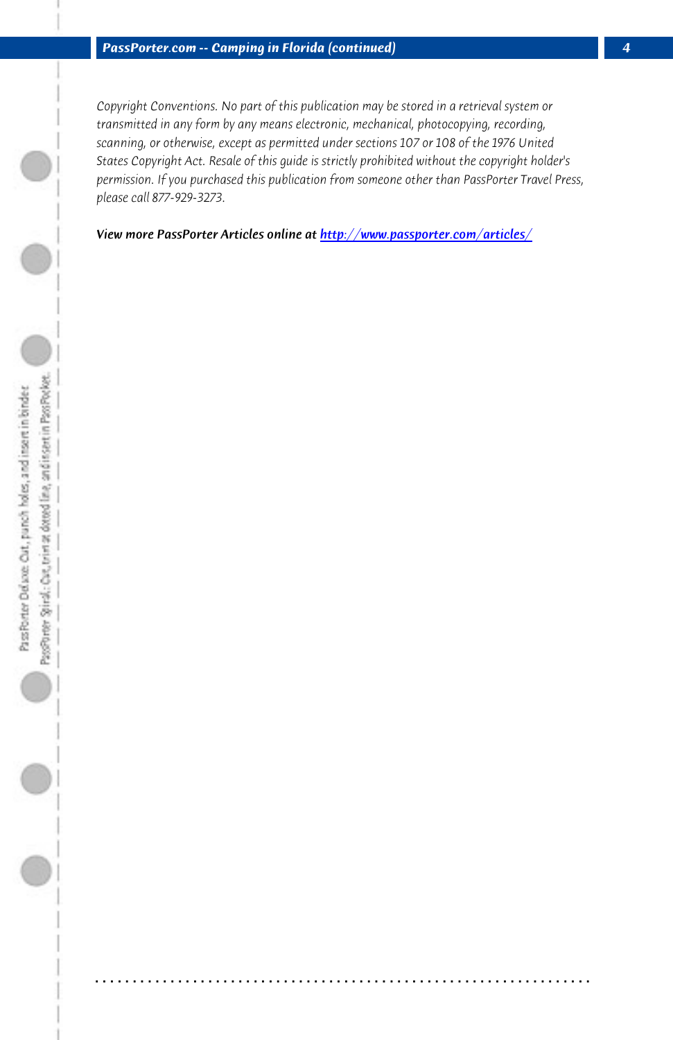*Copyright Conventions. No part of this publication may be stored in a retrieval system or transmitted in any form by any means electronic, mechanical, photocopying, recording, scanning, or otherwise, except as permitted under sections 107 or 108 of the 1976 United States Copyright Act. Resale of this guide is strictly prohibited without the copyright holder's permission. If you purchased this publication from someone other than PassPorter Travel Press, please call 877-929-3273.*

***View more PassPorter Articles online at [http://www.passporter.com/articles/](http://www.passporter.com/articles/)***